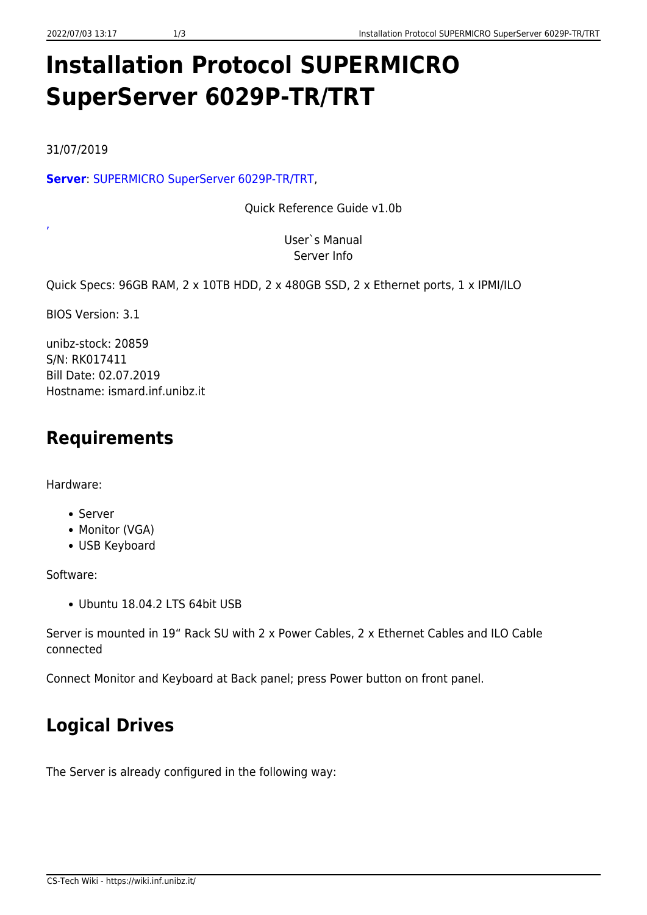# Installation Protocol SUPERMICRO SuperServer 6029P-TR/TRT

31/07/2019

**Server**: SUPERMICRO SuperServer 6029P-TR/TRT,

Quick Reference Guide v1.0b

,

User`s Manual
Server Info

Quick Specs: 96GB RAM, 2 x 10TB HDD, 2 x 480GB SSD, 2 x Ethernet ports, 1 x IPMI/ILO

BIOS Version: 3.1

unibz-stock: 20859
S/N: RK017411
Bill Date: 02.07.2019
Hostname: ismard.inf.unibz.it

## Requirements

Hardware:

- Server
- Monitor (VGA)
- USB Keyboard

Software:

- Ubuntu 18.04.2 LTS 64bit USB

Server is mounted in 19“ Rack SU with 2 x Power Cables, 2 x Ethernet Cables and ILO Cable connected

Connect Monitor and Keyboard at Back panel; press Power button on front panel.

## Logical Drives

The Server is already configured in the following way: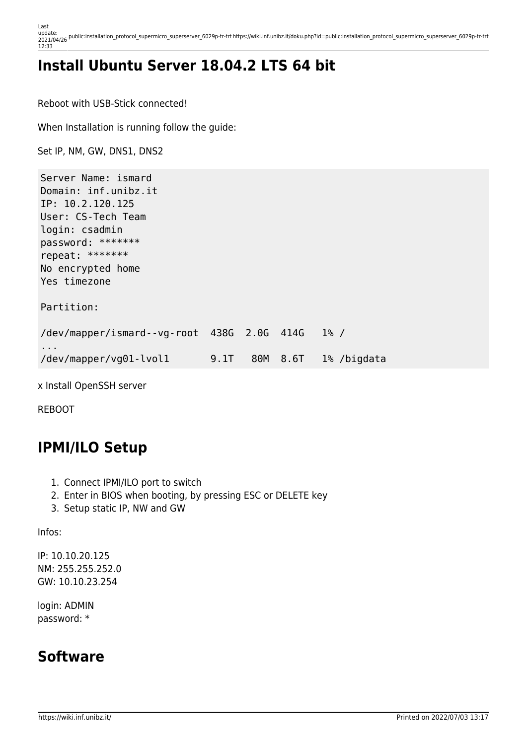## Install Ubuntu Server 18.04.2 LTS 64 bit

Reboot with USB-Stick connected!

When Installation is running follow the guide:

Set IP, NM, GW, DNS1, DNS2

```
Server Name: ismard
Domain: inf.unibz.it
IP: 10.2.120.125
User: CS-Tech Team
login: csadmin
password: *******
repeat: *******
No encrypted home
Yes timezone

Partition:

/dev/mapper/ismard--vg-root  438G  2.0G  414G   1% /
...
/dev/mapper/vg01-lvol1       9.1T   80M  8.6T   1% /bigdata
```

x Install OpenSSH server

REBOOT

## IPMI/ILO Setup

1. Connect IPMI/ILO port to switch
2. Enter in BIOS when booting, by pressing ESC or DELETE key
3. Setup static IP, NW and GW

Infos:

IP: 10.10.20.125
NM: 255.255.252.0
GW: 10.10.23.254

login: ADMIN
password: *

## Software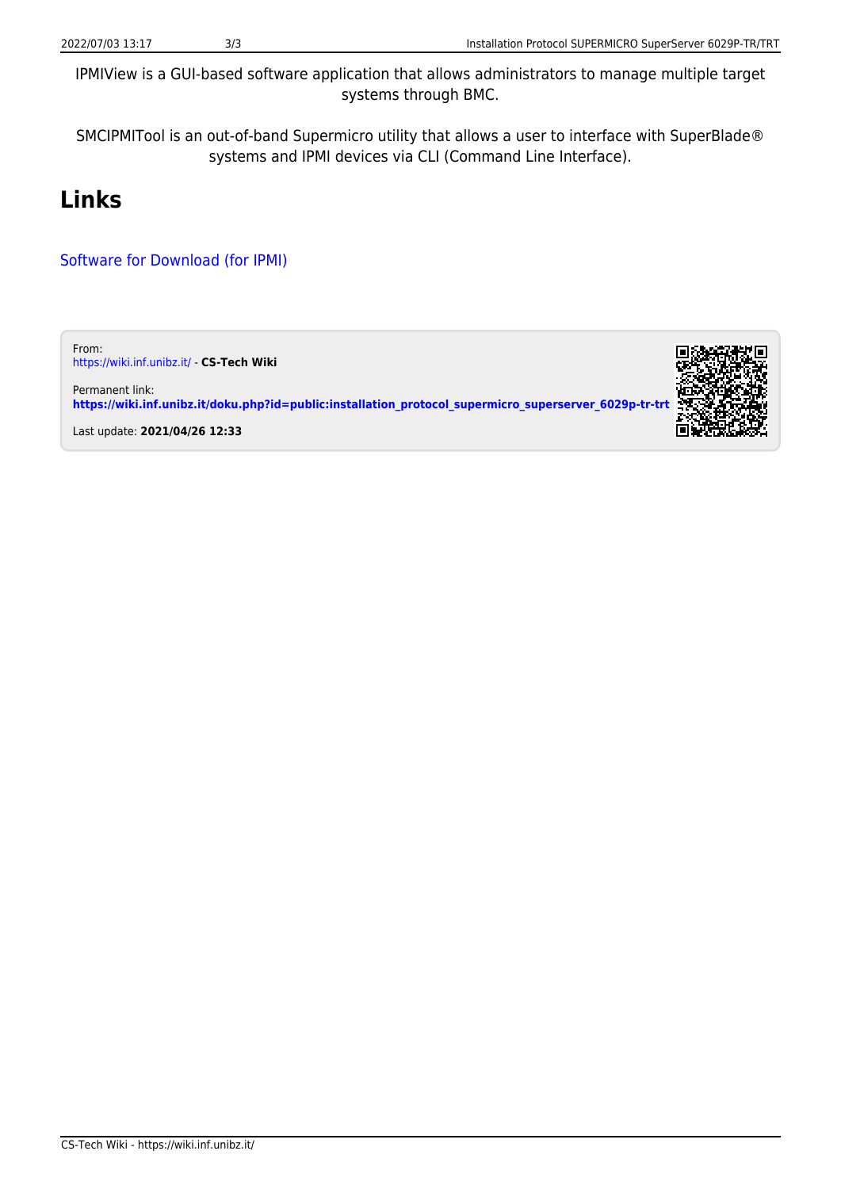IPMIView is a GUI-based software application that allows administrators to manage multiple target systems through BMC.

SMCIPMITool is an out-of-band Supermicro utility that allows a user to interface with SuperBlade® systems and IPMI devices via CLI (Command Line Interface).

## Links

Software for Download (for IPMI)

From:
https://wiki.inf.unibz.it/ - **CS-Tech Wiki**

Permanent link:
**https://wiki.inf.unibz.it/doku.php?id=public:installation_protocol_supermicro_superserver_6029p-tr-trt**

Last update: **2021/04/26 12:33**